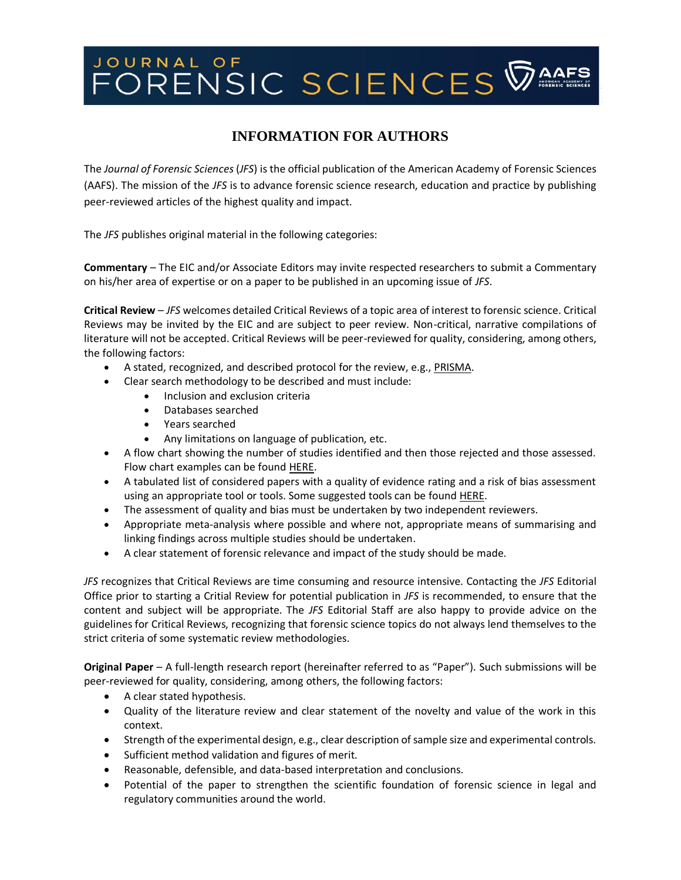# JOURNAL OF FORENSIC SCIENCES

## INFORMATION FOR AUTHORS

The *Journal of Forensic Sciences* (*JFS*) is the official publication of the American Academy of Forensic Sciences (AAFS). The mission of the *JFS* is to advance forensic science research, education and practice by publishing peer-reviewed articles of the highest quality and impact.

The *JFS* publishes original material in the following categories:

**Commentary** – The EIC and/or Associate Editors may invite respected researchers to submit a Commentary on his/her area of expertise or on a paper to be published in an upcoming issue of *JFS*.

**Critical Review** – *JFS* welcomes detailed Critical Reviews of a topic area of interest to forensic science. Critical Reviews may be invited by the EIC and are subject to peer review. Non-critical, narrative compilations of literature will not be accepted. Critical Reviews will be peer-reviewed for quality, considering, among others, the following factors:

- A stated, recognized, and described protocol for the review, e.g., PRISMA.
- Clear search methodology to be described and must include:
  - Inclusion and exclusion criteria
  - Databases searched
  - Years searched
  - Any limitations on language of publication, etc.
- A flow chart showing the number of studies identified and then those rejected and those assessed. Flow chart examples can be found HERE.
- A tabulated list of considered papers with a quality of evidence rating and a risk of bias assessment using an appropriate tool or tools. Some suggested tools can be found HERE.
- The assessment of quality and bias must be undertaken by two independent reviewers.
- Appropriate meta-analysis where possible and where not, appropriate means of summarising and linking findings across multiple studies should be undertaken.
- A clear statement of forensic relevance and impact of the study should be made.

*JFS* recognizes that Critical Reviews are time consuming and resource intensive. Contacting the *JFS* Editorial Office prior to starting a Critial Review for potential publication in *JFS* is recommended, to ensure that the content and subject will be appropriate. The *JFS* Editorial Staff are also happy to provide advice on the guidelines for Critical Reviews, recognizing that forensic science topics do not always lend themselves to the strict criteria of some systematic review methodologies.

**Original Paper** – A full-length research report (hereinafter referred to as "Paper"). Such submissions will be peer-reviewed for quality, considering, among others, the following factors:

- A clear stated hypothesis.
- Quality of the literature review and clear statement of the novelty and value of the work in this context.
- Strength of the experimental design, e.g., clear description of sample size and experimental controls.
- Sufficient method validation and figures of merit.
- Reasonable, defensible, and data-based interpretation and conclusions.
- Potential of the paper to strengthen the scientific foundation of forensic science in legal and regulatory communities around the world.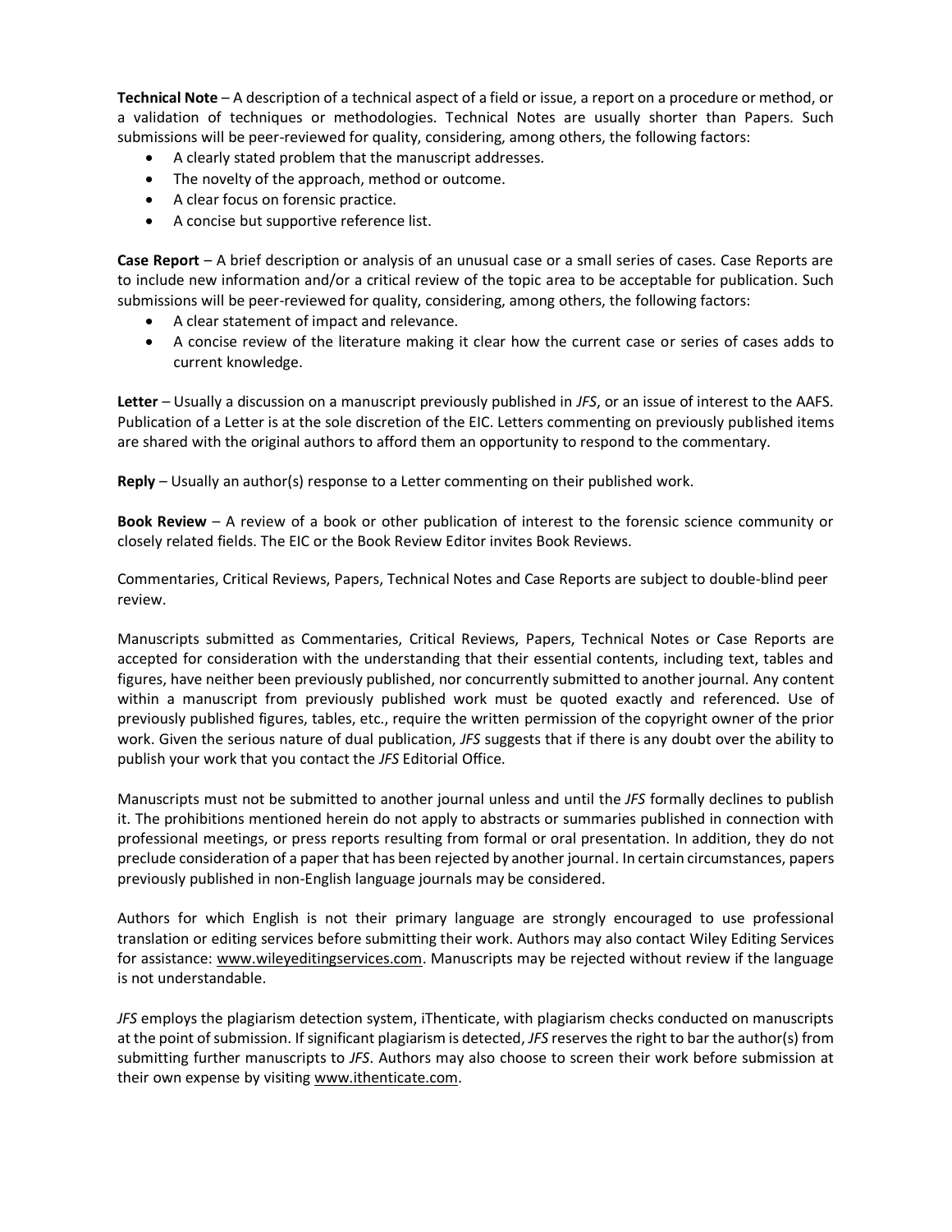**Technical Note** – A description of a technical aspect of a field or issue, a report on a procedure or method, or a validation of techniques or methodologies. Technical Notes are usually shorter than Papers. Such submissions will be peer-reviewed for quality, considering, among others, the following factors:

- A clearly stated problem that the manuscript addresses.
- The novelty of the approach, method or outcome.
- A clear focus on forensic practice.
- A concise but supportive reference list.

**Case Report** – A brief description or analysis of an unusual case or a small series of cases. Case Reports are to include new information and/or a critical review of the topic area to be acceptable for publication. Such submissions will be peer-reviewed for quality, considering, among others, the following factors:

- A clear statement of impact and relevance.
- A concise review of the literature making it clear how the current case or series of cases adds to current knowledge.

**Letter** – Usually a discussion on a manuscript previously published in *JFS*, or an issue of interest to the AAFS. Publication of a Letter is at the sole discretion of the EIC. Letters commenting on previously published items are shared with the original authors to afford them an opportunity to respond to the commentary.

**Reply** – Usually an author(s) response to a Letter commenting on their published work.

**Book Review** – A review of a book or other publication of interest to the forensic science community or closely related fields. The EIC or the Book Review Editor invites Book Reviews.

Commentaries, Critical Reviews, Papers, Technical Notes and Case Reports are subject to double-blind peer review.

Manuscripts submitted as Commentaries, Critical Reviews, Papers, Technical Notes or Case Reports are accepted for consideration with the understanding that their essential contents, including text, tables and figures, have neither been previously published, nor concurrently submitted to another journal. Any content within a manuscript from previously published work must be quoted exactly and referenced. Use of previously published figures, tables, etc., require the written permission of the copyright owner of the prior work. Given the serious nature of dual publication, *JFS* suggests that if there is any doubt over the ability to publish your work that you contact the *JFS* Editorial Office.

Manuscripts must not be submitted to another journal unless and until the *JFS* formally declines to publish it. The prohibitions mentioned herein do not apply to abstracts or summaries published in connection with professional meetings, or press reports resulting from formal or oral presentation. In addition, they do not preclude consideration of a paper that has been rejected by another journal. In certain circumstances, papers previously published in non-English language journals may be considered.

Authors for which English is not their primary language are strongly encouraged to use professional translation or editing services before submitting their work. Authors may also contact Wiley Editing Services for assistance: www.wileyeditingservices.com. Manuscripts may be rejected without review if the language is not understandable.

*JFS* employs the plagiarism detection system, iThenticate, with plagiarism checks conducted on manuscripts at the point of submission. If significant plagiarism is detected, *JFS* reserves the right to bar the author(s) from submitting further manuscripts to *JFS*. Authors may also choose to screen their work before submission at their own expense by visiting www.ithenticate.com.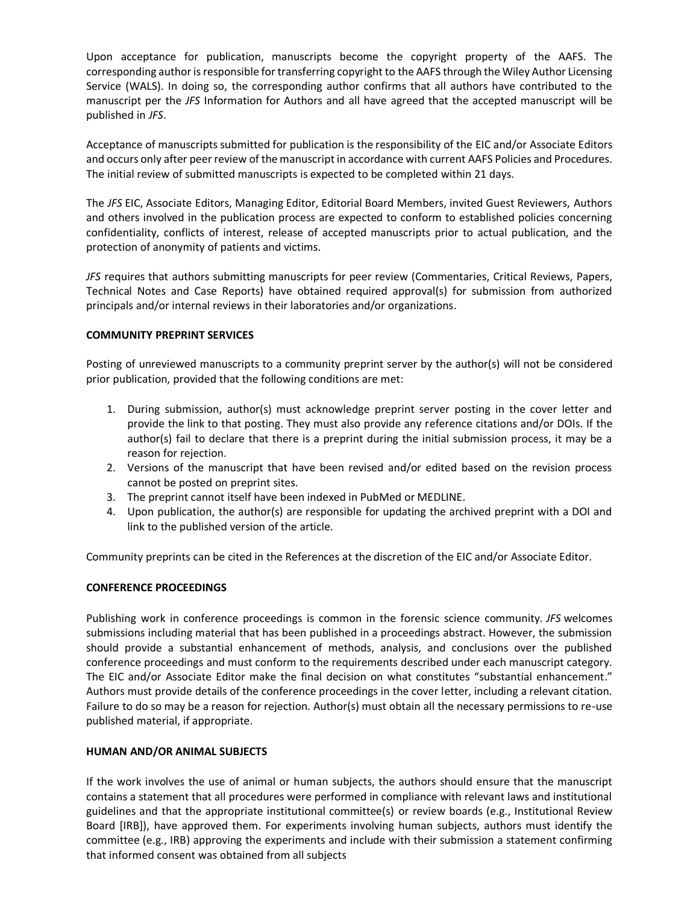Upon acceptance for publication, manuscripts become the copyright property of the AAFS. The corresponding author is responsible for transferring copyright to the AAFS through the Wiley Author Licensing Service (WALS). In doing so, the corresponding author confirms that all authors have contributed to the manuscript per the *JFS* Information for Authors and all have agreed that the accepted manuscript will be published in *JFS*.

Acceptance of manuscripts submitted for publication is the responsibility of the EIC and/or Associate Editors and occurs only after peer review of the manuscript in accordance with current AAFS Policies and Procedures. The initial review of submitted manuscripts is expected to be completed within 21 days.

The *JFS* EIC, Associate Editors, Managing Editor, Editorial Board Members, invited Guest Reviewers, Authors and others involved in the publication process are expected to conform to established policies concerning confidentiality, conflicts of interest, release of accepted manuscripts prior to actual publication, and the protection of anonymity of patients and victims.

*JFS* requires that authors submitting manuscripts for peer review (Commentaries, Critical Reviews, Papers, Technical Notes and Case Reports) have obtained required approval(s) for submission from authorized principals and/or internal reviews in their laboratories and/or organizations.

**COMMUNITY PREPRINT SERVICES**

Posting of unreviewed manuscripts to a community preprint server by the author(s) will not be considered prior publication, provided that the following conditions are met:

1. During submission, author(s) must acknowledge preprint server posting in the cover letter and provide the link to that posting. They must also provide any reference citations and/or DOIs. If the author(s) fail to declare that there is a preprint during the initial submission process, it may be a reason for rejection.
2. Versions of the manuscript that have been revised and/or edited based on the revision process cannot be posted on preprint sites.
3. The preprint cannot itself have been indexed in PubMed or MEDLINE.
4. Upon publication, the author(s) are responsible for updating the archived preprint with a DOI and link to the published version of the article.

Community preprints can be cited in the References at the discretion of the EIC and/or Associate Editor.

**CONFERENCE PROCEEDINGS**

Publishing work in conference proceedings is common in the forensic science community. *JFS* welcomes submissions including material that has been published in a proceedings abstract. However, the submission should provide a substantial enhancement of methods, analysis, and conclusions over the published conference proceedings and must conform to the requirements described under each manuscript category. The EIC and/or Associate Editor make the final decision on what constitutes "substantial enhancement." Authors must provide details of the conference proceedings in the cover letter, including a relevant citation. Failure to do so may be a reason for rejection. Author(s) must obtain all the necessary permissions to re-use published material, if appropriate.

**HUMAN AND/OR ANIMAL SUBJECTS**

If the work involves the use of animal or human subjects, the authors should ensure that the manuscript contains a statement that all procedures were performed in compliance with relevant laws and institutional guidelines and that the appropriate institutional committee(s) or review boards (e.g., Institutional Review Board [IRB]), have approved them. For experiments involving human subjects, authors must identify the committee (e.g., IRB) approving the experiments and include with their submission a statement confirming that informed consent was obtained from all subjects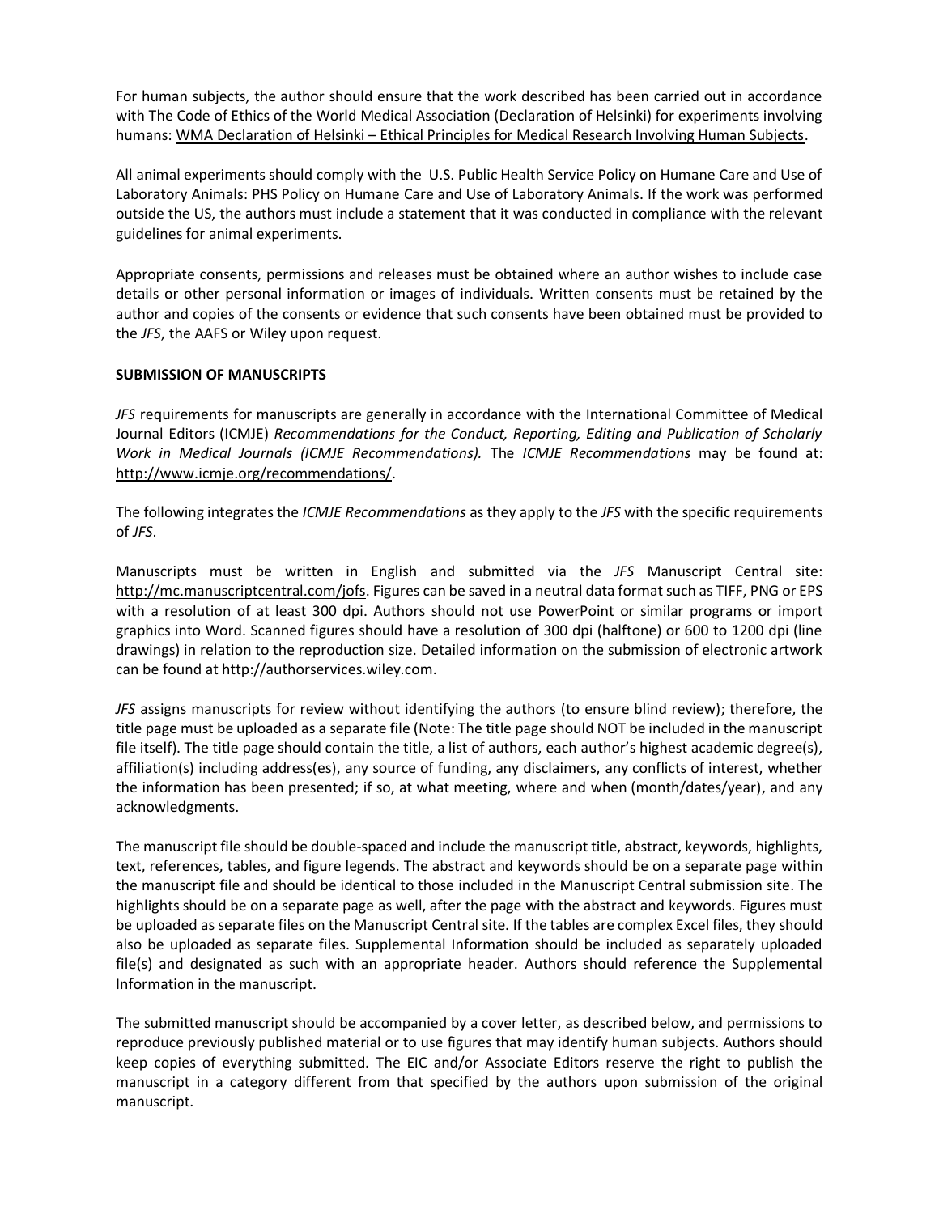For human subjects, the author should ensure that the work described has been carried out in accordance with The Code of Ethics of the World Medical Association (Declaration of Helsinki) for experiments involving humans: WMA Declaration of Helsinki – Ethical Principles for Medical Research Involving Human Subjects.

All animal experiments should comply with the U.S. Public Health Service Policy on Humane Care and Use of Laboratory Animals: PHS Policy on Humane Care and Use of Laboratory Animals. If the work was performed outside the US, the authors must include a statement that it was conducted in compliance with the relevant guidelines for animal experiments.

Appropriate consents, permissions and releases must be obtained where an author wishes to include case details or other personal information or images of individuals. Written consents must be retained by the author and copies of the consents or evidence that such consents have been obtained must be provided to the *JFS*, the AAFS or Wiley upon request.

**SUBMISSION OF MANUSCRIPTS**

*JFS* requirements for manuscripts are generally in accordance with the International Committee of Medical Journal Editors (ICMJE) *Recommendations for the Conduct, Reporting, Editing and Publication of Scholarly Work in Medical Journals (ICMJE Recommendations).* The *ICMJE Recommendations* may be found at: http://www.icmje.org/recommendations/.

The following integrates the *ICMJE Recommendations* as they apply to the *JFS* with the specific requirements of *JFS*.

Manuscripts must be written in English and submitted via the *JFS* Manuscript Central site: http://mc.manuscriptcentral.com/jofs. Figures can be saved in a neutral data format such as TIFF, PNG or EPS with a resolution of at least 300 dpi. Authors should not use PowerPoint or similar programs or import graphics into Word. Scanned figures should have a resolution of 300 dpi (halftone) or 600 to 1200 dpi (line drawings) in relation to the reproduction size. Detailed information on the submission of electronic artwork can be found at http://authorservices.wiley.com.

*JFS* assigns manuscripts for review without identifying the authors (to ensure blind review); therefore, the title page must be uploaded as a separate file (Note: The title page should NOT be included in the manuscript file itself). The title page should contain the title, a list of authors, each author's highest academic degree(s), affiliation(s) including address(es), any source of funding, any disclaimers, any conflicts of interest, whether the information has been presented; if so, at what meeting, where and when (month/dates/year), and any acknowledgments.

The manuscript file should be double-spaced and include the manuscript title, abstract, keywords, highlights, text, references, tables, and figure legends. The abstract and keywords should be on a separate page within the manuscript file and should be identical to those included in the Manuscript Central submission site. The highlights should be on a separate page as well, after the page with the abstract and keywords. Figures must be uploaded as separate files on the Manuscript Central site. If the tables are complex Excel files, they should also be uploaded as separate files. Supplemental Information should be included as separately uploaded file(s) and designated as such with an appropriate header. Authors should reference the Supplemental Information in the manuscript.

The submitted manuscript should be accompanied by a cover letter, as described below, and permissions to reproduce previously published material or to use figures that may identify human subjects. Authors should keep copies of everything submitted. The EIC and/or Associate Editors reserve the right to publish the manuscript in a category different from that specified by the authors upon submission of the original manuscript.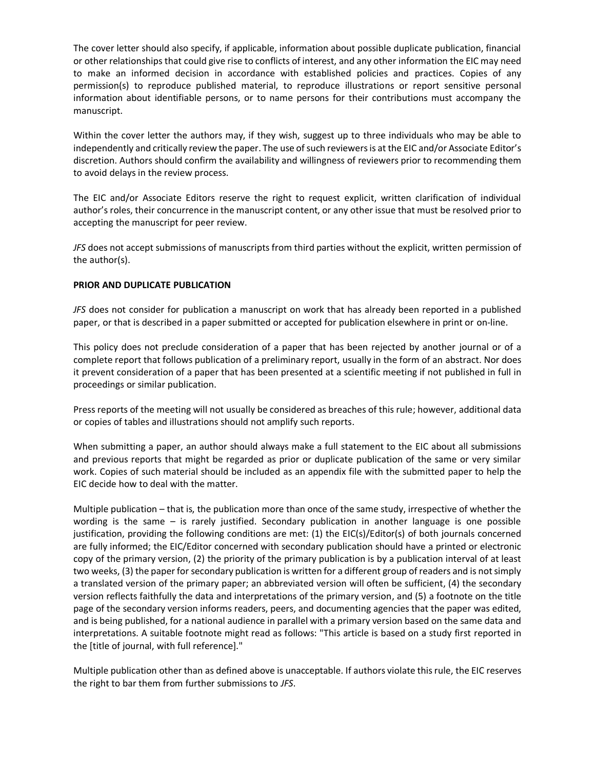The cover letter should also specify, if applicable, information about possible duplicate publication, financial or other relationships that could give rise to conflicts of interest, and any other information the EIC may need to make an informed decision in accordance with established policies and practices. Copies of any permission(s) to reproduce published material, to reproduce illustrations or report sensitive personal information about identifiable persons, or to name persons for their contributions must accompany the manuscript.

Within the cover letter the authors may, if they wish, suggest up to three individuals who may be able to independently and critically review the paper. The use of such reviewers is at the EIC and/or Associate Editor's discretion. Authors should confirm the availability and willingness of reviewers prior to recommending them to avoid delays in the review process.

The EIC and/or Associate Editors reserve the right to request explicit, written clarification of individual author's roles, their concurrence in the manuscript content, or any other issue that must be resolved prior to accepting the manuscript for peer review.

*JFS* does not accept submissions of manuscripts from third parties without the explicit, written permission of the author(s).

**PRIOR AND DUPLICATE PUBLICATION**

*JFS* does not consider for publication a manuscript on work that has already been reported in a published paper, or that is described in a paper submitted or accepted for publication elsewhere in print or on-line.

This policy does not preclude consideration of a paper that has been rejected by another journal or of a complete report that follows publication of a preliminary report, usually in the form of an abstract. Nor does it prevent consideration of a paper that has been presented at a scientific meeting if not published in full in proceedings or similar publication.

Press reports of the meeting will not usually be considered as breaches of this rule; however, additional data or copies of tables and illustrations should not amplify such reports.

When submitting a paper, an author should always make a full statement to the EIC about all submissions and previous reports that might be regarded as prior or duplicate publication of the same or very similar work. Copies of such material should be included as an appendix file with the submitted paper to help the EIC decide how to deal with the matter.

Multiple publication – that is, the publication more than once of the same study, irrespective of whether the wording is the same – is rarely justified. Secondary publication in another language is one possible justification, providing the following conditions are met: (1) the EIC(s)/Editor(s) of both journals concerned are fully informed; the EIC/Editor concerned with secondary publication should have a printed or electronic copy of the primary version, (2) the priority of the primary publication is by a publication interval of at least two weeks, (3) the paper for secondary publication is written for a different group of readers and is not simply a translated version of the primary paper; an abbreviated version will often be sufficient, (4) the secondary version reflects faithfully the data and interpretations of the primary version, and (5) a footnote on the title page of the secondary version informs readers, peers, and documenting agencies that the paper was edited, and is being published, for a national audience in parallel with a primary version based on the same data and interpretations. A suitable footnote might read as follows: "This article is based on a study first reported in the [title of journal, with full reference]."

Multiple publication other than as defined above is unacceptable. If authors violate this rule, the EIC reserves the right to bar them from further submissions to *JFS*.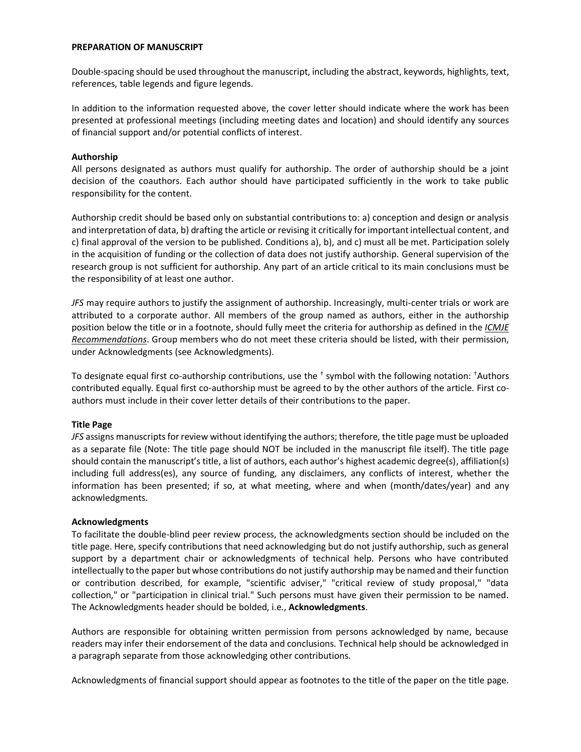**PREPARATION OF MANUSCRIPT**

Double-spacing should be used throughout the manuscript, including the abstract, keywords, highlights, text, references, table legends and figure legends.

In addition to the information requested above, the cover letter should indicate where the work has been presented at professional meetings (including meeting dates and location) and should identify any sources of financial support and/or potential conflicts of interest.

**Authorship**

All persons designated as authors must qualify for authorship. The order of authorship should be a joint decision of the coauthors. Each author should have participated sufficiently in the work to take public responsibility for the content.

Authorship credit should be based only on substantial contributions to: a) conception and design or analysis and interpretation of data, b) drafting the article or revising it critically for important intellectual content, and c) final approval of the version to be published. Conditions a), b), and c) must all be met. Participation solely in the acquisition of funding or the collection of data does not justify authorship. General supervision of the research group is not sufficient for authorship. Any part of an article critical to its main conclusions must be the responsibility of at least one author.

*JFS* may require authors to justify the assignment of authorship. Increasingly, multi-center trials or work are attributed to a corporate author. All members of the group named as authors, either in the authorship position below the title or in a footnote, should fully meet the criteria for authorship as defined in the *ICMJE Recommendations*. Group members who do not meet these criteria should be listed, with their permission, under Acknowledgments (see Acknowledgments).

To designate equal first co-authorship contributions, use the † symbol with the following notation: †Authors contributed equally. Equal first co-authorship must be agreed to by the other authors of the article. First co-authors must include in their cover letter details of their contributions to the paper.

**Title Page**

*JFS* assigns manuscripts for review without identifying the authors; therefore, the title page must be uploaded as a separate file (Note: The title page should NOT be included in the manuscript file itself). The title page should contain the manuscript's title, a list of authors, each author's highest academic degree(s), affiliation(s) including full address(es), any source of funding, any disclaimers, any conflicts of interest, whether the information has been presented; if so, at what meeting, where and when (month/dates/year) and any acknowledgments.

**Acknowledgments**

To facilitate the double-blind peer review process, the acknowledgments section should be included on the title page. Here, specify contributions that need acknowledging but do not justify authorship, such as general support by a department chair or acknowledgments of technical help. Persons who have contributed intellectually to the paper but whose contributions do not justify authorship may be named and their function or contribution described, for example, "scientific adviser," "critical review of study proposal," "data collection," or "participation in clinical trial." Such persons must have given their permission to be named. The Acknowledgments header should be bolded, i.e., **Acknowledgments**.

Authors are responsible for obtaining written permission from persons acknowledged by name, because readers may infer their endorsement of the data and conclusions. Technical help should be acknowledged in a paragraph separate from those acknowledging other contributions.

Acknowledgments of financial support should appear as footnotes to the title of the paper on the title page.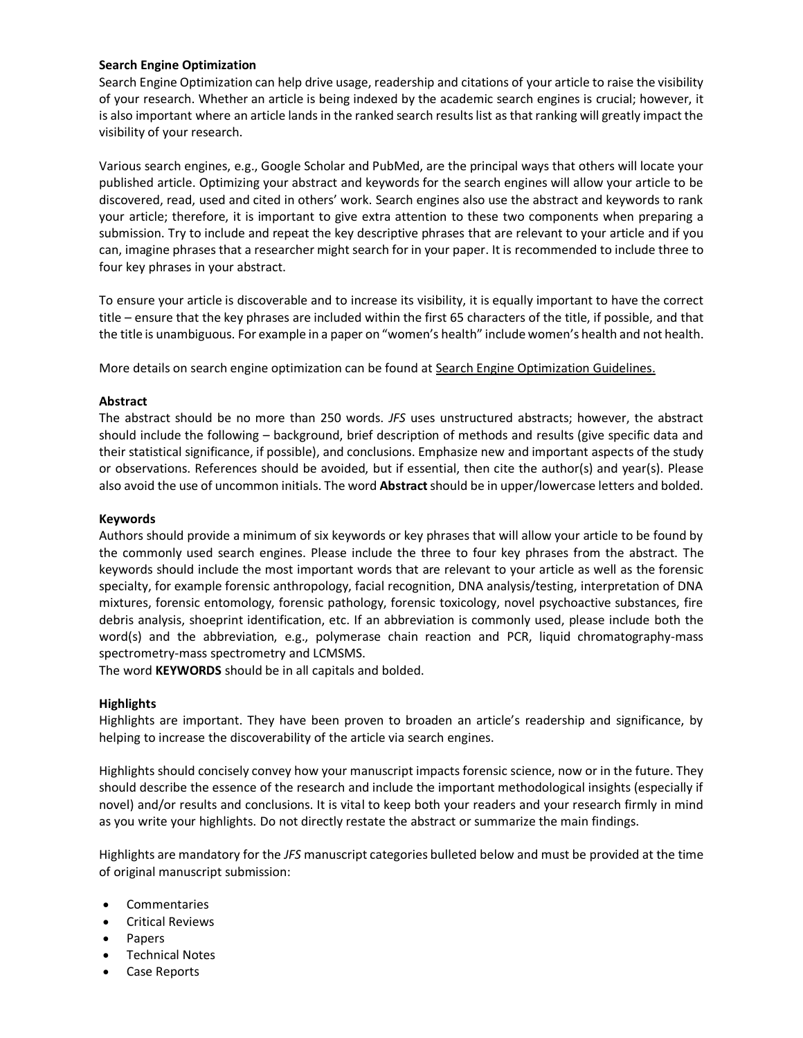**Search Engine Optimization**

Search Engine Optimization can help drive usage, readership and citations of your article to raise the visibility of your research. Whether an article is being indexed by the academic search engines is crucial; however, it is also important where an article lands in the ranked search results list as that ranking will greatly impact the visibility of your research.

Various search engines, e.g., Google Scholar and PubMed, are the principal ways that others will locate your published article. Optimizing your abstract and keywords for the search engines will allow your article to be discovered, read, used and cited in others' work. Search engines also use the abstract and keywords to rank your article; therefore, it is important to give extra attention to these two components when preparing a submission. Try to include and repeat the key descriptive phrases that are relevant to your article and if you can, imagine phrases that a researcher might search for in your paper. It is recommended to include three to four key phrases in your abstract.

To ensure your article is discoverable and to increase its visibility, it is equally important to have the correct title – ensure that the key phrases are included within the first 65 characters of the title, if possible, and that the title is unambiguous. For example in a paper on "women's health" include women's health and not health.

More details on search engine optimization can be found at Search Engine Optimization Guidelines.

**Abstract**

The abstract should be no more than 250 words. *JFS* uses unstructured abstracts; however, the abstract should include the following – background, brief description of methods and results (give specific data and their statistical significance, if possible), and conclusions. Emphasize new and important aspects of the study or observations. References should be avoided, but if essential, then cite the author(s) and year(s). Please also avoid the use of uncommon initials. The word **Abstract** should be in upper/lowercase letters and bolded.

**Keywords**

Authors should provide a minimum of six keywords or key phrases that will allow your article to be found by the commonly used search engines. Please include the three to four key phrases from the abstract. The keywords should include the most important words that are relevant to your article as well as the forensic specialty, for example forensic anthropology, facial recognition, DNA analysis/testing, interpretation of DNA mixtures, forensic entomology, forensic pathology, forensic toxicology, novel psychoactive substances, fire debris analysis, shoeprint identification, etc. If an abbreviation is commonly used, please include both the word(s) and the abbreviation, e.g., polymerase chain reaction and PCR, liquid chromatography-mass spectrometry-mass spectrometry and LCMSMS.
The word **KEYWORDS** should be in all capitals and bolded.

**Highlights**

Highlights are important. They have been proven to broaden an article's readership and significance, by helping to increase the discoverability of the article via search engines.

Highlights should concisely convey how your manuscript impacts forensic science, now or in the future. They should describe the essence of the research and include the important methodological insights (especially if novel) and/or results and conclusions. It is vital to keep both your readers and your research firmly in mind as you write your highlights. Do not directly restate the abstract or summarize the main findings.

Highlights are mandatory for the *JFS* manuscript categories bulleted below and must be provided at the time of original manuscript submission:

- Commentaries
- Critical Reviews
- Papers
- Technical Notes
- Case Reports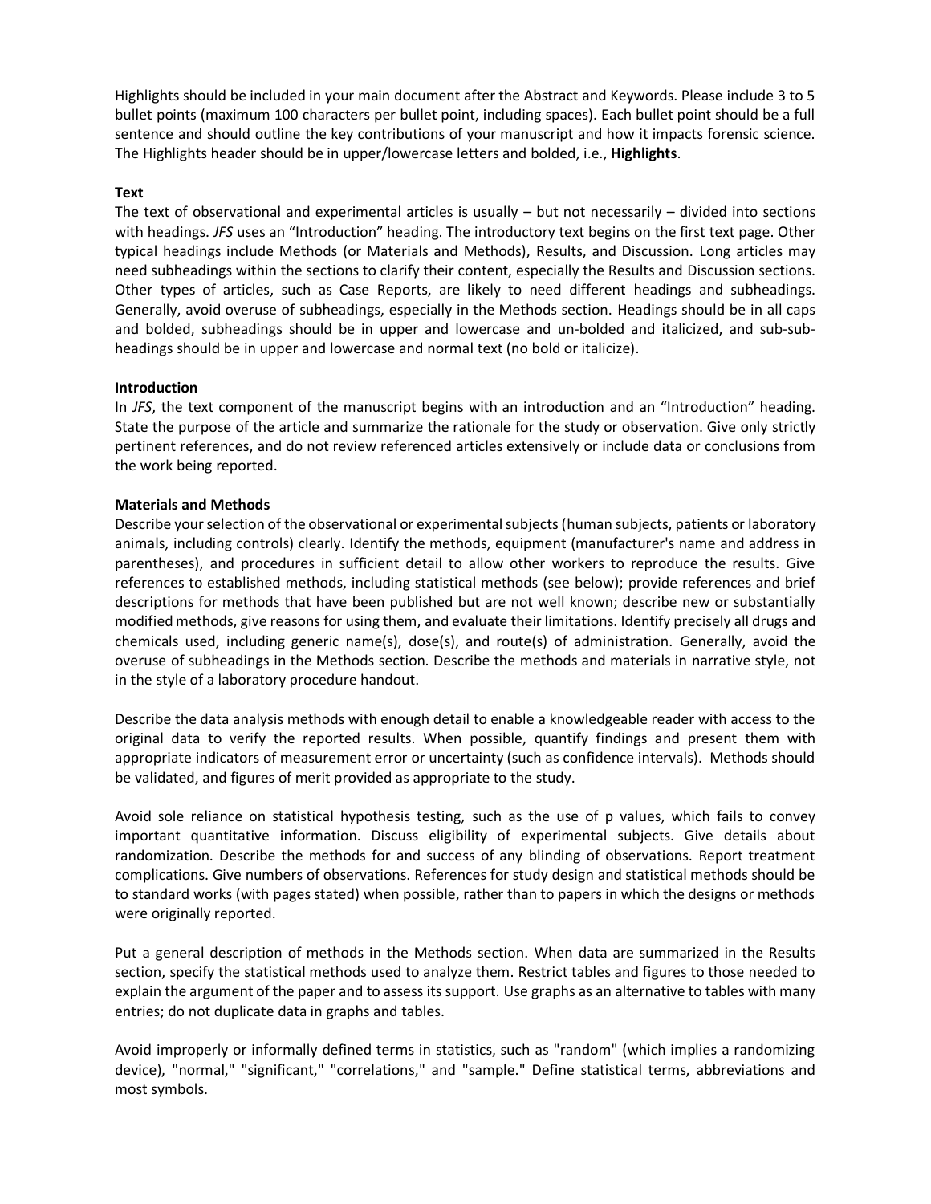Highlights should be included in your main document after the Abstract and Keywords. Please include 3 to 5 bullet points (maximum 100 characters per bullet point, including spaces). Each bullet point should be a full sentence and should outline the key contributions of your manuscript and how it impacts forensic science. The Highlights header should be in upper/lowercase letters and bolded, i.e., **Highlights**.

**Text**

The text of observational and experimental articles is usually – but not necessarily – divided into sections with headings. *JFS* uses an "Introduction" heading. The introductory text begins on the first text page. Other typical headings include Methods (or Materials and Methods), Results, and Discussion. Long articles may need subheadings within the sections to clarify their content, especially the Results and Discussion sections. Other types of articles, such as Case Reports, are likely to need different headings and subheadings. Generally, avoid overuse of subheadings, especially in the Methods section. Headings should be in all caps and bolded, subheadings should be in upper and lowercase and un-bolded and italicized, and sub-sub-headings should be in upper and lowercase and normal text (no bold or italicize).

**Introduction**

In *JFS*, the text component of the manuscript begins with an introduction and an "Introduction" heading. State the purpose of the article and summarize the rationale for the study or observation. Give only strictly pertinent references, and do not review referenced articles extensively or include data or conclusions from the work being reported.

**Materials and Methods**

Describe your selection of the observational or experimental subjects (human subjects, patients or laboratory animals, including controls) clearly. Identify the methods, equipment (manufacturer's name and address in parentheses), and procedures in sufficient detail to allow other workers to reproduce the results. Give references to established methods, including statistical methods (see below); provide references and brief descriptions for methods that have been published but are not well known; describe new or substantially modified methods, give reasons for using them, and evaluate their limitations. Identify precisely all drugs and chemicals used, including generic name(s), dose(s), and route(s) of administration. Generally, avoid the overuse of subheadings in the Methods section. Describe the methods and materials in narrative style, not in the style of a laboratory procedure handout.

Describe the data analysis methods with enough detail to enable a knowledgeable reader with access to the original data to verify the reported results. When possible, quantify findings and present them with appropriate indicators of measurement error or uncertainty (such as confidence intervals). Methods should be validated, and figures of merit provided as appropriate to the study.

Avoid sole reliance on statistical hypothesis testing, such as the use of p values, which fails to convey important quantitative information. Discuss eligibility of experimental subjects. Give details about randomization. Describe the methods for and success of any blinding of observations. Report treatment complications. Give numbers of observations. References for study design and statistical methods should be to standard works (with pages stated) when possible, rather than to papers in which the designs or methods were originally reported.

Put a general description of methods in the Methods section. When data are summarized in the Results section, specify the statistical methods used to analyze them. Restrict tables and figures to those needed to explain the argument of the paper and to assess its support. Use graphs as an alternative to tables with many entries; do not duplicate data in graphs and tables.

Avoid improperly or informally defined terms in statistics, such as "random" (which implies a randomizing device), "normal," "significant," "correlations," and "sample." Define statistical terms, abbreviations and most symbols.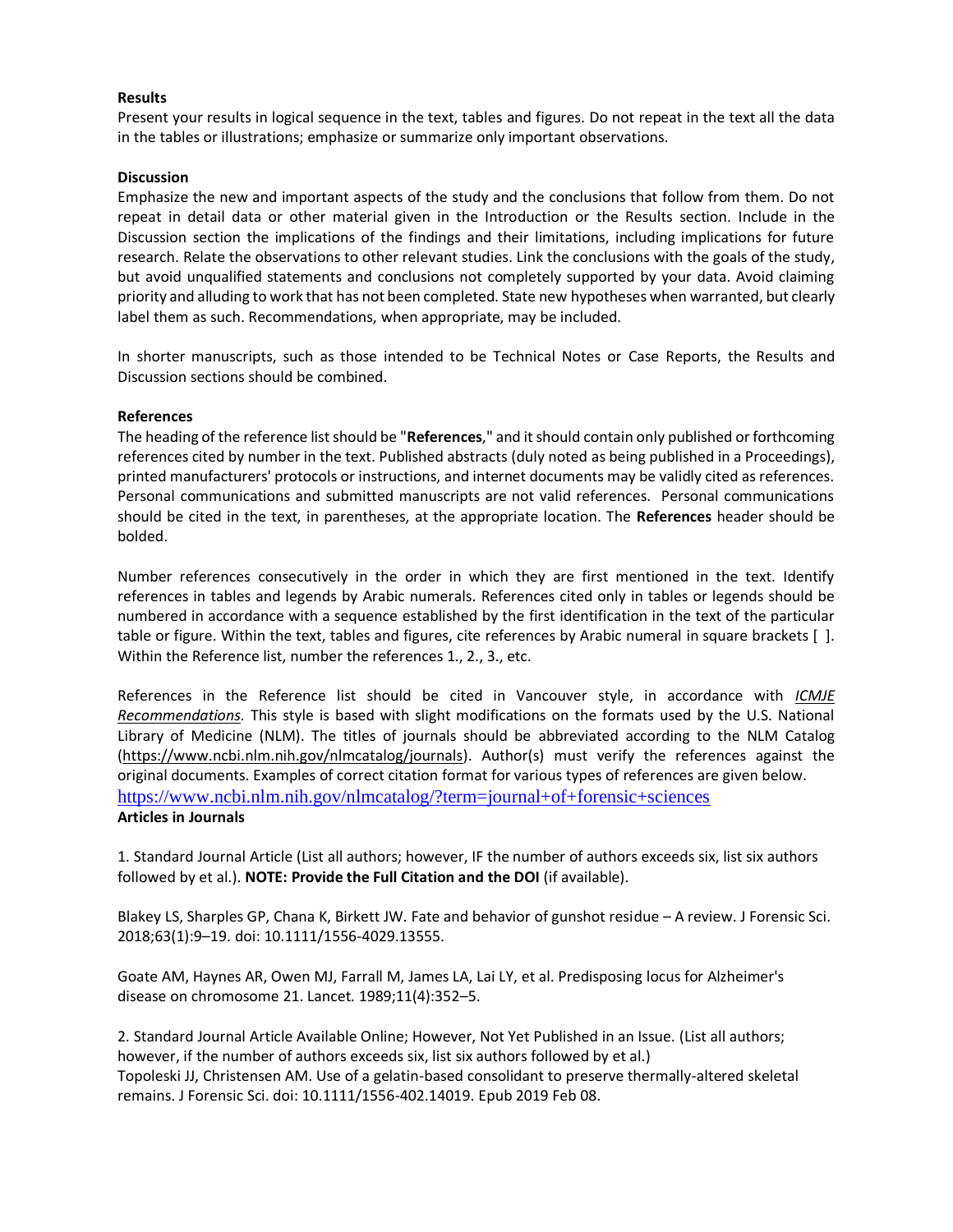**Results**

Present your results in logical sequence in the text, tables and figures. Do not repeat in the text all the data in the tables or illustrations; emphasize or summarize only important observations.

**Discussion**

Emphasize the new and important aspects of the study and the conclusions that follow from them. Do not repeat in detail data or other material given in the Introduction or the Results section. Include in the Discussion section the implications of the findings and their limitations, including implications for future research. Relate the observations to other relevant studies. Link the conclusions with the goals of the study, but avoid unqualified statements and conclusions not completely supported by your data. Avoid claiming priority and alluding to work that has not been completed. State new hypotheses when warranted, but clearly label them as such. Recommendations, when appropriate, may be included.

In shorter manuscripts, such as those intended to be Technical Notes or Case Reports, the Results and Discussion sections should be combined.

**References**

The heading of the reference list should be "**References**," and it should contain only published or forthcoming references cited by number in the text. Published abstracts (duly noted as being published in a Proceedings), printed manufacturers' protocols or instructions, and internet documents may be validly cited as references. Personal communications and submitted manuscripts are not valid references. Personal communications should be cited in the text, in parentheses, at the appropriate location. The **References** header should be bolded.

Number references consecutively in the order in which they are first mentioned in the text. Identify references in tables and legends by Arabic numerals. References cited only in tables or legends should be numbered in accordance with a sequence established by the first identification in the text of the particular table or figure. Within the text, tables and figures, cite references by Arabic numeral in square brackets [ ]. Within the Reference list, number the references 1., 2., 3., etc.

References in the Reference list should be cited in Vancouver style, in accordance with *ICMJE Recommendations.* This style is based with slight modifications on the formats used by the U.S. National Library of Medicine (NLM). The titles of journals should be abbreviated according to the NLM Catalog (https://www.ncbi.nlm.nih.gov/nlmcatalog/journals). Author(s) must verify the references against the original documents. Examples of correct citation format for various types of references are given below.
https://www.ncbi.nlm.nih.gov/nlmcatalog/?term=journal+of+forensic+sciences

**Articles in Journals**

1. Standard Journal Article (List all authors; however, IF the number of authors exceeds six, list six authors followed by et al.). **NOTE: Provide the Full Citation and the DOI** (if available).

Blakey LS, Sharples GP, Chana K, Birkett JW. Fate and behavior of gunshot residue – A review. J Forensic Sci. 2018;63(1):9–19. doi: 10.1111/1556-4029.13555.

Goate AM, Haynes AR, Owen MJ, Farrall M, James LA, Lai LY, et al. Predisposing locus for Alzheimer's disease on chromosome 21. Lancet. 1989;11(4):352–5.

2. Standard Journal Article Available Online; However, Not Yet Published in an Issue. (List all authors; however, if the number of authors exceeds six, list six authors followed by et al.)
Topoleski JJ, Christensen AM. Use of a gelatin-based consolidant to preserve thermally-altered skeletal remains. J Forensic Sci. doi: 10.1111/1556-402.14019. Epub 2019 Feb 08.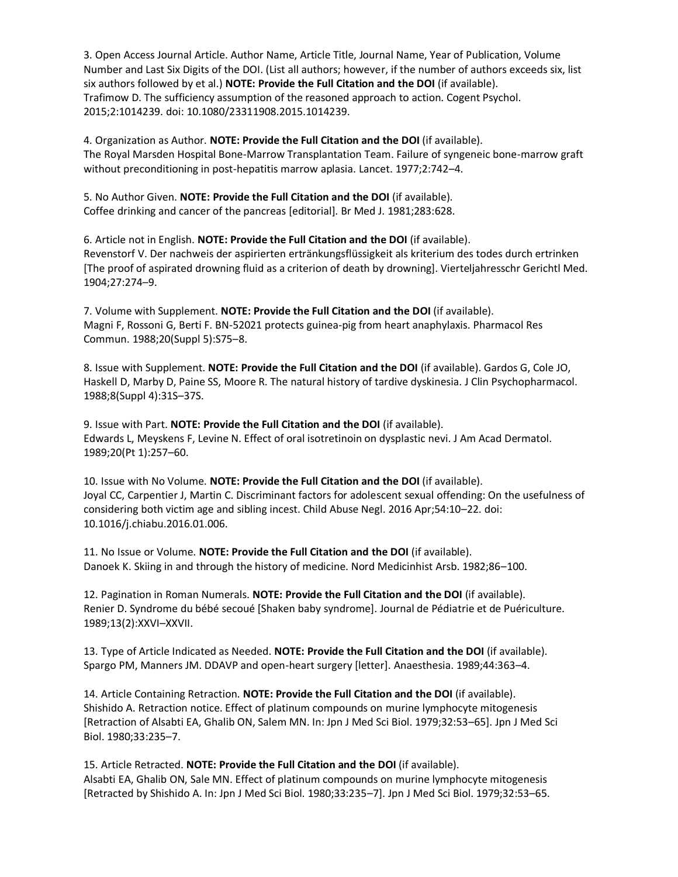3. Open Access Journal Article. Author Name, Article Title, Journal Name, Year of Publication, Volume Number and Last Six Digits of the DOI. (List all authors; however, if the number of authors exceeds six, list six authors followed by et al.) **NOTE: Provide the Full Citation and the DOI** (if available).
Trafimow D. The sufficiency assumption of the reasoned approach to action. Cogent Psychol. 2015;2:1014239. doi: 10.1080/23311908.2015.1014239.

4. Organization as Author. **NOTE: Provide the Full Citation and the DOI** (if available).
The Royal Marsden Hospital Bone-Marrow Transplantation Team. Failure of syngeneic bone-marrow graft without preconditioning in post-hepatitis marrow aplasia. Lancet. 1977;2:742–4.

5. No Author Given. **NOTE: Provide the Full Citation and the DOI** (if available).
Coffee drinking and cancer of the pancreas [editorial]. Br Med J. 1981;283:628.

6. Article not in English. **NOTE: Provide the Full Citation and the DOI** (if available).
Revenstorf V. Der nachweis der aspirierten ertränkungsflüssigkeit als kriterium des todes durch ertrinken [The proof of aspirated drowning fluid as a criterion of death by drowning]. Vierteljahresschr Gerichtl Med. 1904;27:274–9.

7. Volume with Supplement. **NOTE: Provide the Full Citation and the DOI** (if available).
Magni F, Rossoni G, Berti F. BN-52021 protects guinea-pig from heart anaphylaxis. Pharmacol Res Commun. 1988;20(Suppl 5):S75–8.

8. Issue with Supplement. **NOTE: Provide the Full Citation and the DOI** (if available). Gardos G, Cole JO, Haskell D, Marby D, Paine SS, Moore R. The natural history of tardive dyskinesia. J Clin Psychopharmacol. 1988;8(Suppl 4):31S–37S.

9. Issue with Part. **NOTE: Provide the Full Citation and the DOI** (if available).
Edwards L, Meyskens F, Levine N. Effect of oral isotretinoin on dysplastic nevi. J Am Acad Dermatol. 1989;20(Pt 1):257–60.

10. Issue with No Volume. **NOTE: Provide the Full Citation and the DOI** (if available).
Joyal CC, Carpentier J, Martin C. Discriminant factors for adolescent sexual offending: On the usefulness of considering both victim age and sibling incest. Child Abuse Negl. 2016 Apr;54:10–22. doi: 10.1016/j.chiabu.2016.01.006.

11. No Issue or Volume. **NOTE: Provide the Full Citation and the DOI** (if available).
Danoek K. Skiing in and through the history of medicine. Nord Medicinhist Arsb. 1982;86–100.

12. Pagination in Roman Numerals. **NOTE: Provide the Full Citation and the DOI** (if available).
Renier D. Syndrome du bébé secoué [Shaken baby syndrome]. Journal de Pédiatrie et de Puériculture. 1989;13(2):XXVI–XXVII.

13. Type of Article Indicated as Needed. **NOTE: Provide the Full Citation and the DOI** (if available).
Spargo PM, Manners JM. DDAVP and open-heart surgery [letter]. Anaesthesia. 1989;44:363–4.

14. Article Containing Retraction. **NOTE: Provide the Full Citation and the DOI** (if available).
Shishido A. Retraction notice. Effect of platinum compounds on murine lymphocyte mitogenesis [Retraction of Alsabti EA, Ghalib ON, Salem MN. In: Jpn J Med Sci Biol. 1979;32:53–65]. Jpn J Med Sci Biol. 1980;33:235–7.

15. Article Retracted. **NOTE: Provide the Full Citation and the DOI** (if available).
Alsabti EA, Ghalib ON, Sale MN. Effect of platinum compounds on murine lymphocyte mitogenesis [Retracted by Shishido A. In: Jpn J Med Sci Biol. 1980;33:235–7]. Jpn J Med Sci Biol. 1979;32:53–65.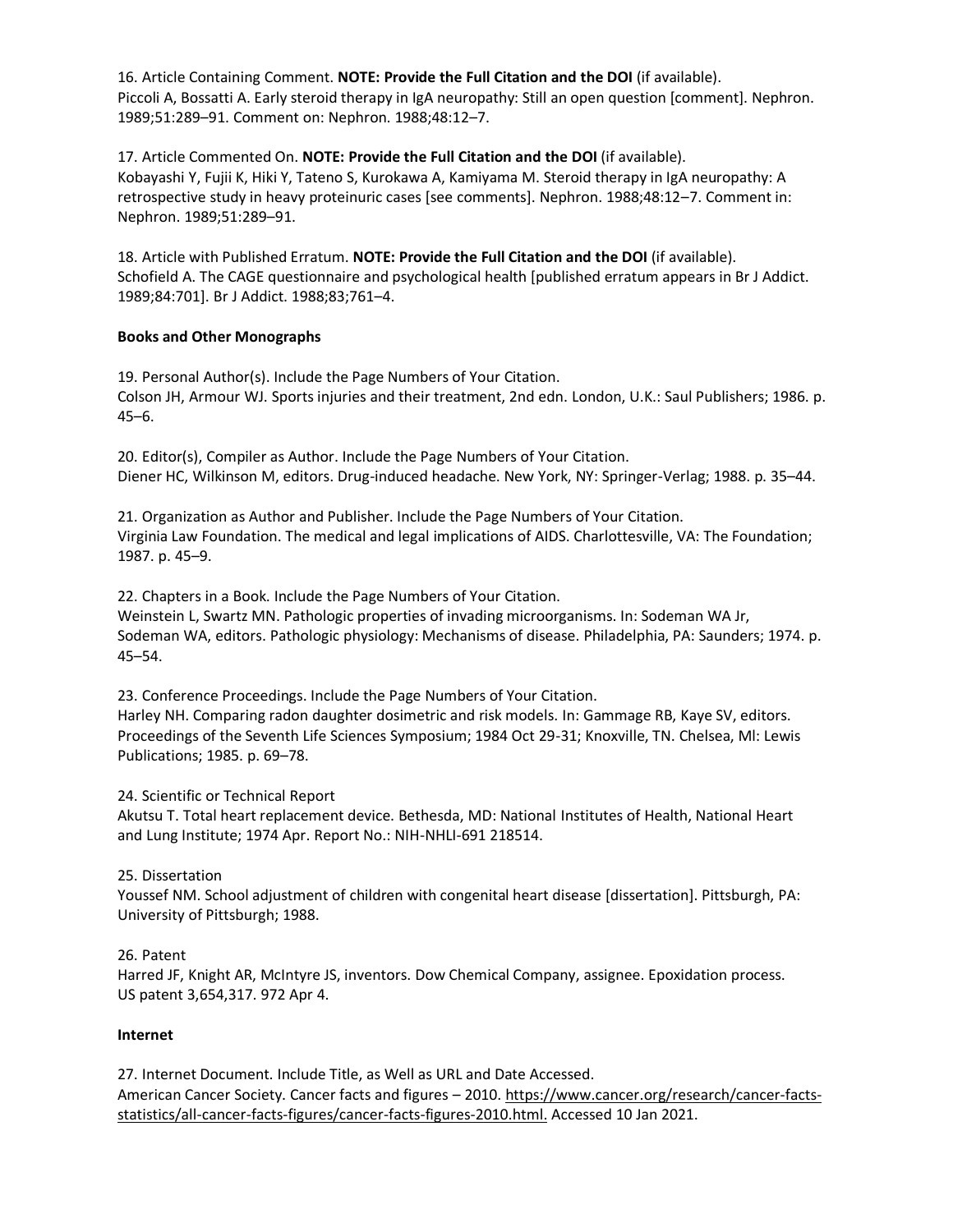16. Article Containing Comment. **NOTE: Provide the Full Citation and the DOI** (if available).
Piccoli A, Bossatti A. Early steroid therapy in IgA neuropathy: Still an open question [comment]. Nephron. 1989;51:289–91. Comment on: Nephron. 1988;48:12–7.

17. Article Commented On. **NOTE: Provide the Full Citation and the DOI** (if available).
Kobayashi Y, Fujii K, Hiki Y, Tateno S, Kurokawa A, Kamiyama M. Steroid therapy in IgA neuropathy: A retrospective study in heavy proteinuric cases [see comments]. Nephron. 1988;48:12–7. Comment in: Nephron. 1989;51:289–91.

18. Article with Published Erratum. **NOTE: Provide the Full Citation and the DOI** (if available).
Schofield A. The CAGE questionnaire and psychological health [published erratum appears in Br J Addict. 1989;84:701]. Br J Addict. 1988;83;761–4.

**Books and Other Monographs**

19. Personal Author(s). Include the Page Numbers of Your Citation.
Colson JH, Armour WJ. Sports injuries and their treatment, 2nd edn. London, U.K.: Saul Publishers; 1986. p. 45–6.

20. Editor(s), Compiler as Author. Include the Page Numbers of Your Citation.
Diener HC, Wilkinson M, editors. Drug-induced headache. New York, NY: Springer-Verlag; 1988. p. 35–44.

21. Organization as Author and Publisher. Include the Page Numbers of Your Citation.
Virginia Law Foundation. The medical and legal implications of AIDS. Charlottesville, VA: The Foundation; 1987. p. 45–9.

22. Chapters in a Book. Include the Page Numbers of Your Citation.
Weinstein L, Swartz MN. Pathologic properties of invading microorganisms. In: Sodeman WA Jr, Sodeman WA, editors. Pathologic physiology: Mechanisms of disease. Philadelphia, PA: Saunders; 1974. p. 45–54.

23. Conference Proceedings. Include the Page Numbers of Your Citation.
Harley NH. Comparing radon daughter dosimetric and risk models. In: Gammage RB, Kaye SV, editors. Proceedings of the Seventh Life Sciences Symposium; 1984 Oct 29-31; Knoxville, TN. Chelsea, Ml: Lewis Publications; 1985. p. 69–78.

24. Scientific or Technical Report
Akutsu T. Total heart replacement device. Bethesda, MD: National Institutes of Health, National Heart and Lung Institute; 1974 Apr. Report No.: NIH-NHLI-691 218514.

25. Dissertation
Youssef NM. School adjustment of children with congenital heart disease [dissertation]. Pittsburgh, PA: University of Pittsburgh; 1988.

26. Patent
Harred JF, Knight AR, McIntyre JS, inventors. Dow Chemical Company, assignee. Epoxidation process. US patent 3,654,317. 972 Apr 4.

**Internet**

27. Internet Document. Include Title, as Well as URL and Date Accessed.
American Cancer Society. Cancer facts and figures – 2010. https://www.cancer.org/research/cancer-facts-statistics/all-cancer-facts-figures/cancer-facts-figures-2010.html. Accessed 10 Jan 2021.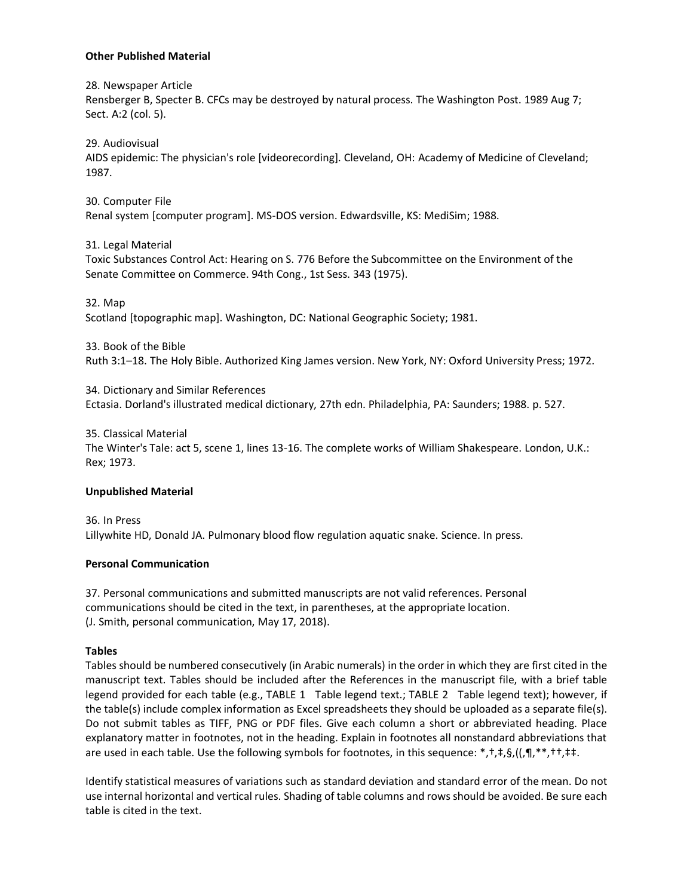**Other Published Material**

28. Newspaper Article
Rensberger B, Specter B. CFCs may be destroyed by natural process. The Washington Post. 1989 Aug 7; Sect. A:2 (col. 5).

29. Audiovisual
AIDS epidemic: The physician's role [videorecording]. Cleveland, OH: Academy of Medicine of Cleveland; 1987.

30. Computer File
Renal system [computer program]. MS-DOS version. Edwardsville, KS: MediSim; 1988.

31. Legal Material
Toxic Substances Control Act: Hearing on S. 776 Before the Subcommittee on the Environment of the Senate Committee on Commerce. 94th Cong., 1st Sess. 343 (1975).

32. Map
Scotland [topographic map]. Washington, DC: National Geographic Society; 1981.

33. Book of the Bible
Ruth 3:1–18. The Holy Bible. Authorized King James version. New York, NY: Oxford University Press; 1972.

34. Dictionary and Similar References
Ectasia. Dorland's illustrated medical dictionary, 27th edn. Philadelphia, PA: Saunders; 1988. p. 527.

35. Classical Material
The Winter's Tale: act 5, scene 1, lines 13-16. The complete works of William Shakespeare. London, U.K.: Rex; 1973.

**Unpublished Material**

36. In Press
Lillywhite HD, Donald JA. Pulmonary blood flow regulation aquatic snake. Science. In press.

**Personal Communication**

37. Personal communications and submitted manuscripts are not valid references. Personal communications should be cited in the text, in parentheses, at the appropriate location. (J. Smith, personal communication, May 17, 2018).

**Tables**

Tables should be numbered consecutively (in Arabic numerals) in the order in which they are first cited in the manuscript text. Tables should be included after the References in the manuscript file, with a brief table legend provided for each table (e.g., TABLE 1 Table legend text.; TABLE 2 Table legend text); however, if the table(s) include complex information as Excel spreadsheets they should be uploaded as a separate file(s). Do not submit tables as TIFF, PNG or PDF files. Give each column a short or abbreviated heading. Place explanatory matter in footnotes, not in the heading. Explain in footnotes all nonstandard abbreviations that are used in each table. Use the following symbols for footnotes, in this sequence: *,†,‡,§,((,¶,**,††,‡‡.

Identify statistical measures of variations such as standard deviation and standard error of the mean. Do not use internal horizontal and vertical rules. Shading of table columns and rows should be avoided. Be sure each table is cited in the text.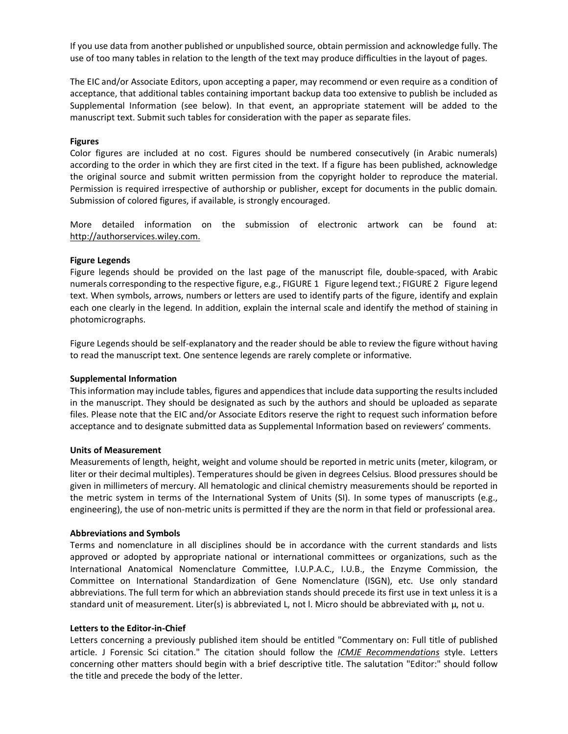If you use data from another published or unpublished source, obtain permission and acknowledge fully. The use of too many tables in relation to the length of the text may produce difficulties in the layout of pages.

The EIC and/or Associate Editors, upon accepting a paper, may recommend or even require as a condition of acceptance, that additional tables containing important backup data too extensive to publish be included as Supplemental Information (see below). In that event, an appropriate statement will be added to the manuscript text. Submit such tables for consideration with the paper as separate files.

**Figures**

Color figures are included at no cost. Figures should be numbered consecutively (in Arabic numerals) according to the order in which they are first cited in the text. If a figure has been published, acknowledge the original source and submit written permission from the copyright holder to reproduce the material. Permission is required irrespective of authorship or publisher, except for documents in the public domain. Submission of colored figures, if available, is strongly encouraged.

More detailed information on the submission of electronic artwork can be found at: http://authorservices.wiley.com.

**Figure Legends**

Figure legends should be provided on the last page of the manuscript file, double-spaced, with Arabic numerals corresponding to the respective figure, e.g., FIGURE 1 Figure legend text.; FIGURE 2 Figure legend text. When symbols, arrows, numbers or letters are used to identify parts of the figure, identify and explain each one clearly in the legend. In addition, explain the internal scale and identify the method of staining in photomicrographs.

Figure Legends should be self-explanatory and the reader should be able to review the figure without having to read the manuscript text. One sentence legends are rarely complete or informative.

**Supplemental Information**

This information may include tables, figures and appendices that include data supporting the results included in the manuscript. They should be designated as such by the authors and should be uploaded as separate files. Please note that the EIC and/or Associate Editors reserve the right to request such information before acceptance and to designate submitted data as Supplemental Information based on reviewers' comments.

**Units of Measurement**

Measurements of length, height, weight and volume should be reported in metric units (meter, kilogram, or liter or their decimal multiples). Temperatures should be given in degrees Celsius. Blood pressures should be given in millimeters of mercury. All hematologic and clinical chemistry measurements should be reported in the metric system in terms of the International System of Units (SI). In some types of manuscripts (e.g., engineering), the use of non-metric units is permitted if they are the norm in that field or professional area.

**Abbreviations and Symbols**

Terms and nomenclature in all disciplines should be in accordance with the current standards and lists approved or adopted by appropriate national or international committees or organizations, such as the International Anatomical Nomenclature Committee, I.U.P.A.C., I.U.B., the Enzyme Commission, the Committee on International Standardization of Gene Nomenclature (ISGN), etc. Use only standard abbreviations. The full term for which an abbreviation stands should precede its first use in text unless it is a standard unit of measurement. Liter(s) is abbreviated L, not l. Micro should be abbreviated with µ, not u.

**Letters to the Editor-in-Chief**

Letters concerning a previously published item should be entitled "Commentary on: Full title of published article. J Forensic Sci citation." The citation should follow the *ICMJE Recommendations* style. Letters concerning other matters should begin with a brief descriptive title. The salutation "Editor:" should follow the title and precede the body of the letter.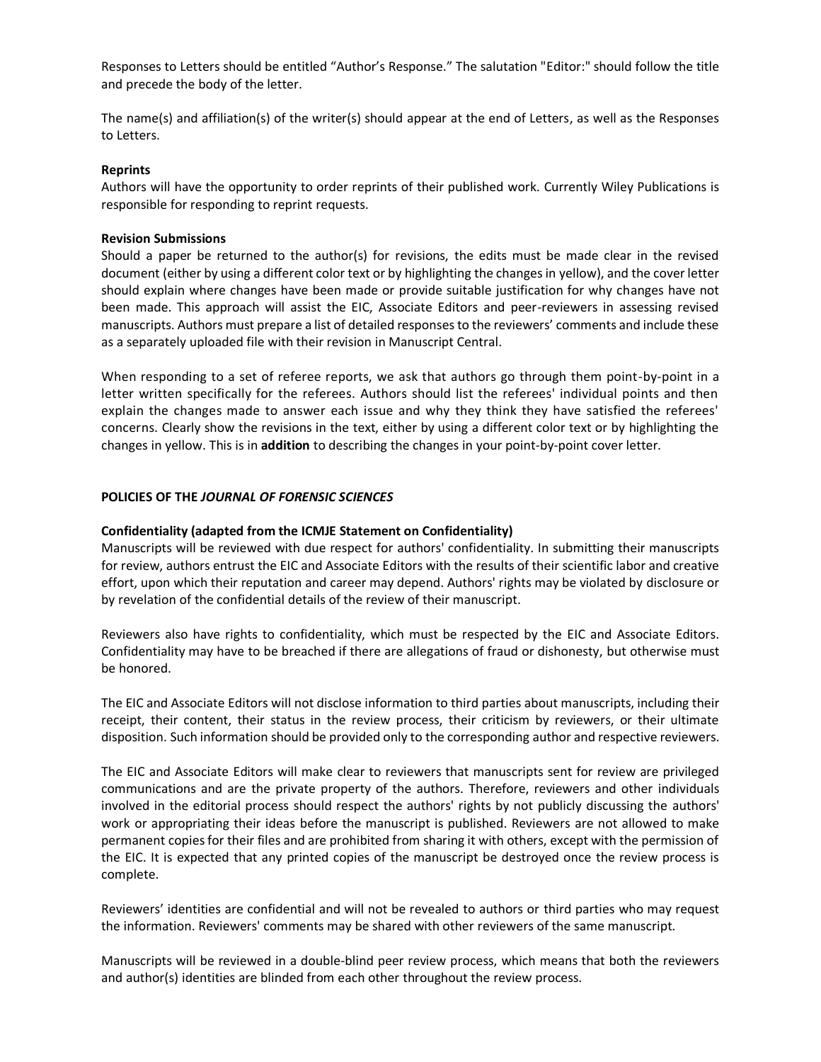Responses to Letters should be entitled "Author's Response." The salutation "Editor:" should follow the title and precede the body of the letter.

The name(s) and affiliation(s) of the writer(s) should appear at the end of Letters, as well as the Responses to Letters.

**Reprints**

Authors will have the opportunity to order reprints of their published work. Currently Wiley Publications is responsible for responding to reprint requests.

**Revision Submissions**

Should a paper be returned to the author(s) for revisions, the edits must be made clear in the revised document (either by using a different color text or by highlighting the changes in yellow), and the cover letter should explain where changes have been made or provide suitable justification for why changes have not been made. This approach will assist the EIC, Associate Editors and peer-reviewers in assessing revised manuscripts. Authors must prepare a list of detailed responses to the reviewers' comments and include these as a separately uploaded file with their revision in Manuscript Central.

When responding to a set of referee reports, we ask that authors go through them point-by-point in a letter written specifically for the referees. Authors should list the referees' individual points and then explain the changes made to answer each issue and why they think they have satisfied the referees' concerns. Clearly show the revisions in the text, either by using a different color text or by highlighting the changes in yellow. This is in **addition** to describing the changes in your point-by-point cover letter.

## POLICIES OF THE *JOURNAL OF FORENSIC SCIENCES*

**Confidentiality (adapted from the ICMJE Statement on Confidentiality)**

Manuscripts will be reviewed with due respect for authors' confidentiality. In submitting their manuscripts for review, authors entrust the EIC and Associate Editors with the results of their scientific labor and creative effort, upon which their reputation and career may depend. Authors' rights may be violated by disclosure or by revelation of the confidential details of the review of their manuscript.

Reviewers also have rights to confidentiality, which must be respected by the EIC and Associate Editors. Confidentiality may have to be breached if there are allegations of fraud or dishonesty, but otherwise must be honored.

The EIC and Associate Editors will not disclose information to third parties about manuscripts, including their receipt, their content, their status in the review process, their criticism by reviewers, or their ultimate disposition. Such information should be provided only to the corresponding author and respective reviewers.

The EIC and Associate Editors will make clear to reviewers that manuscripts sent for review are privileged communications and are the private property of the authors. Therefore, reviewers and other individuals involved in the editorial process should respect the authors' rights by not publicly discussing the authors' work or appropriating their ideas before the manuscript is published. Reviewers are not allowed to make permanent copies for their files and are prohibited from sharing it with others, except with the permission of the EIC. It is expected that any printed copies of the manuscript be destroyed once the review process is complete.

Reviewers' identities are confidential and will not be revealed to authors or third parties who may request the information. Reviewers' comments may be shared with other reviewers of the same manuscript.

Manuscripts will be reviewed in a double-blind peer review process, which means that both the reviewers and author(s) identities are blinded from each other throughout the review process.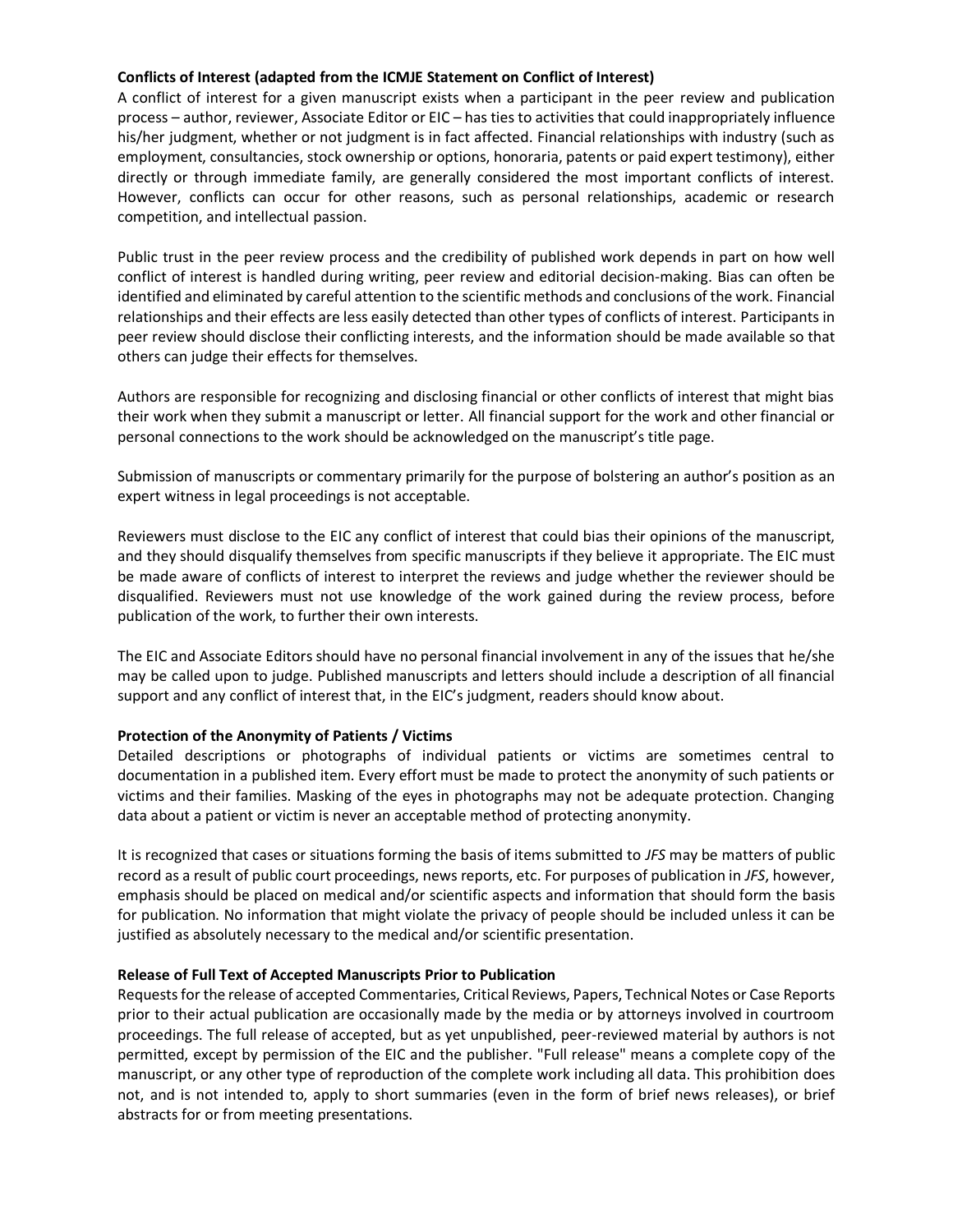**Conflicts of Interest (adapted from the ICMJE Statement on Conflict of Interest)**

A conflict of interest for a given manuscript exists when a participant in the peer review and publication process – author, reviewer, Associate Editor or EIC – has ties to activities that could inappropriately influence his/her judgment, whether or not judgment is in fact affected. Financial relationships with industry (such as employment, consultancies, stock ownership or options, honoraria, patents or paid expert testimony), either directly or through immediate family, are generally considered the most important conflicts of interest. However, conflicts can occur for other reasons, such as personal relationships, academic or research competition, and intellectual passion.

Public trust in the peer review process and the credibility of published work depends in part on how well conflict of interest is handled during writing, peer review and editorial decision-making. Bias can often be identified and eliminated by careful attention to the scientific methods and conclusions of the work. Financial relationships and their effects are less easily detected than other types of conflicts of interest. Participants in peer review should disclose their conflicting interests, and the information should be made available so that others can judge their effects for themselves.

Authors are responsible for recognizing and disclosing financial or other conflicts of interest that might bias their work when they submit a manuscript or letter. All financial support for the work and other financial or personal connections to the work should be acknowledged on the manuscript's title page.

Submission of manuscripts or commentary primarily for the purpose of bolstering an author's position as an expert witness in legal proceedings is not acceptable.

Reviewers must disclose to the EIC any conflict of interest that could bias their opinions of the manuscript, and they should disqualify themselves from specific manuscripts if they believe it appropriate. The EIC must be made aware of conflicts of interest to interpret the reviews and judge whether the reviewer should be disqualified. Reviewers must not use knowledge of the work gained during the review process, before publication of the work, to further their own interests.

The EIC and Associate Editors should have no personal financial involvement in any of the issues that he/she may be called upon to judge. Published manuscripts and letters should include a description of all financial support and any conflict of interest that, in the EIC's judgment, readers should know about.

**Protection of the Anonymity of Patients / Victims**

Detailed descriptions or photographs of individual patients or victims are sometimes central to documentation in a published item. Every effort must be made to protect the anonymity of such patients or victims and their families. Masking of the eyes in photographs may not be adequate protection. Changing data about a patient or victim is never an acceptable method of protecting anonymity.

It is recognized that cases or situations forming the basis of items submitted to *JFS* may be matters of public record as a result of public court proceedings, news reports, etc. For purposes of publication in *JFS*, however, emphasis should be placed on medical and/or scientific aspects and information that should form the basis for publication. No information that might violate the privacy of people should be included unless it can be justified as absolutely necessary to the medical and/or scientific presentation.

**Release of Full Text of Accepted Manuscripts Prior to Publication**

Requests for the release of accepted Commentaries, Critical Reviews, Papers, Technical Notes or Case Reports prior to their actual publication are occasionally made by the media or by attorneys involved in courtroom proceedings. The full release of accepted, but as yet unpublished, peer-reviewed material by authors is not permitted, except by permission of the EIC and the publisher. "Full release" means a complete copy of the manuscript, or any other type of reproduction of the complete work including all data. This prohibition does not, and is not intended to, apply to short summaries (even in the form of brief news releases), or brief abstracts for or from meeting presentations.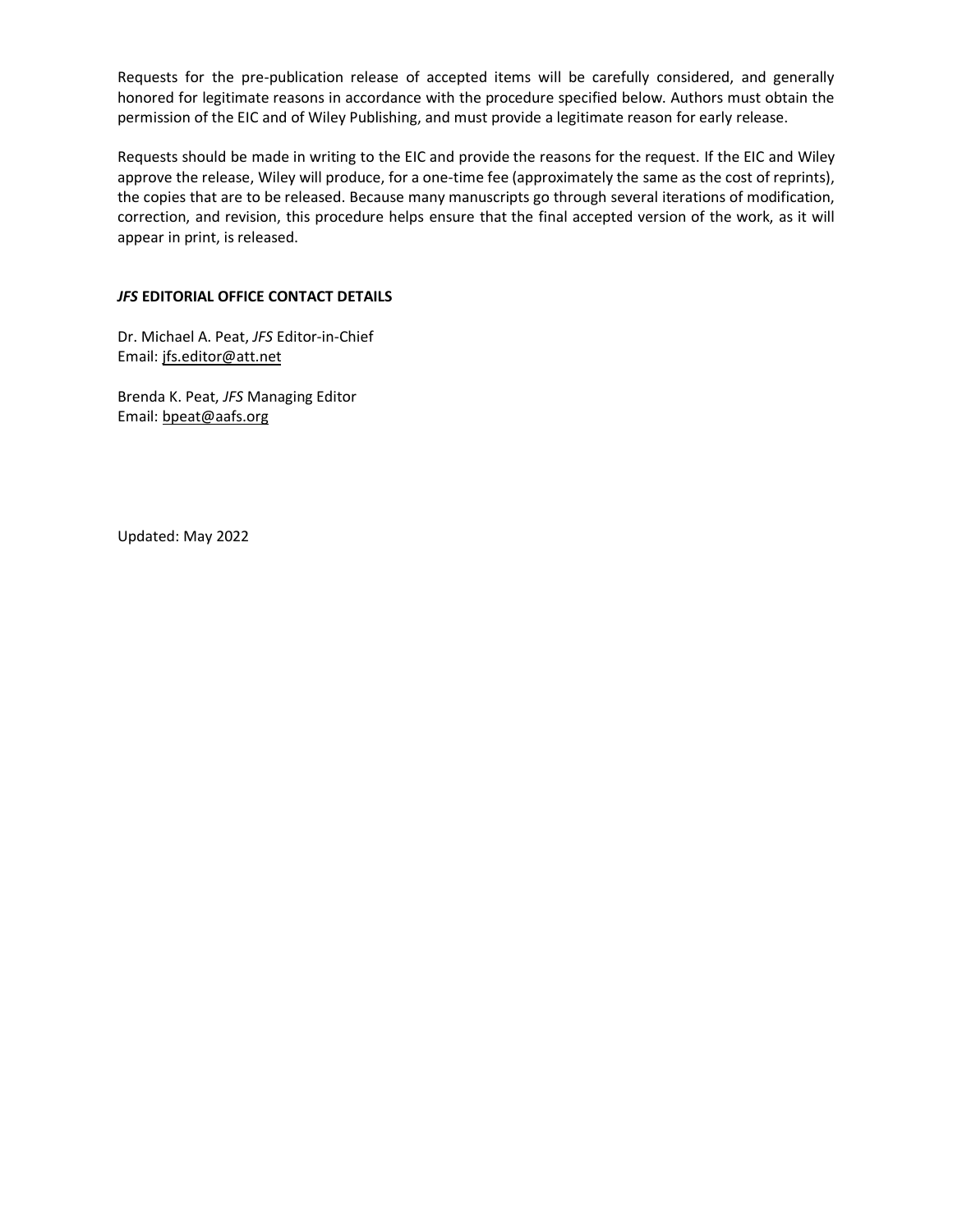Requests for the pre-publication release of accepted items will be carefully considered, and generally honored for legitimate reasons in accordance with the procedure specified below. Authors must obtain the permission of the EIC and of Wiley Publishing, and must provide a legitimate reason for early release.

Requests should be made in writing to the EIC and provide the reasons for the request. If the EIC and Wiley approve the release, Wiley will produce, for a one-time fee (approximately the same as the cost of reprints), the copies that are to be released. Because many manuscripts go through several iterations of modification, correction, and revision, this procedure helps ensure that the final accepted version of the work, as it will appear in print, is released.

### *JFS* EDITORIAL OFFICE CONTACT DETAILS

Dr. Michael A. Peat, *JFS* Editor-in-Chief
Email: jfs.editor@att.net

Brenda K. Peat, *JFS* Managing Editor
Email: bpeat@aafs.org

Updated: May 2022